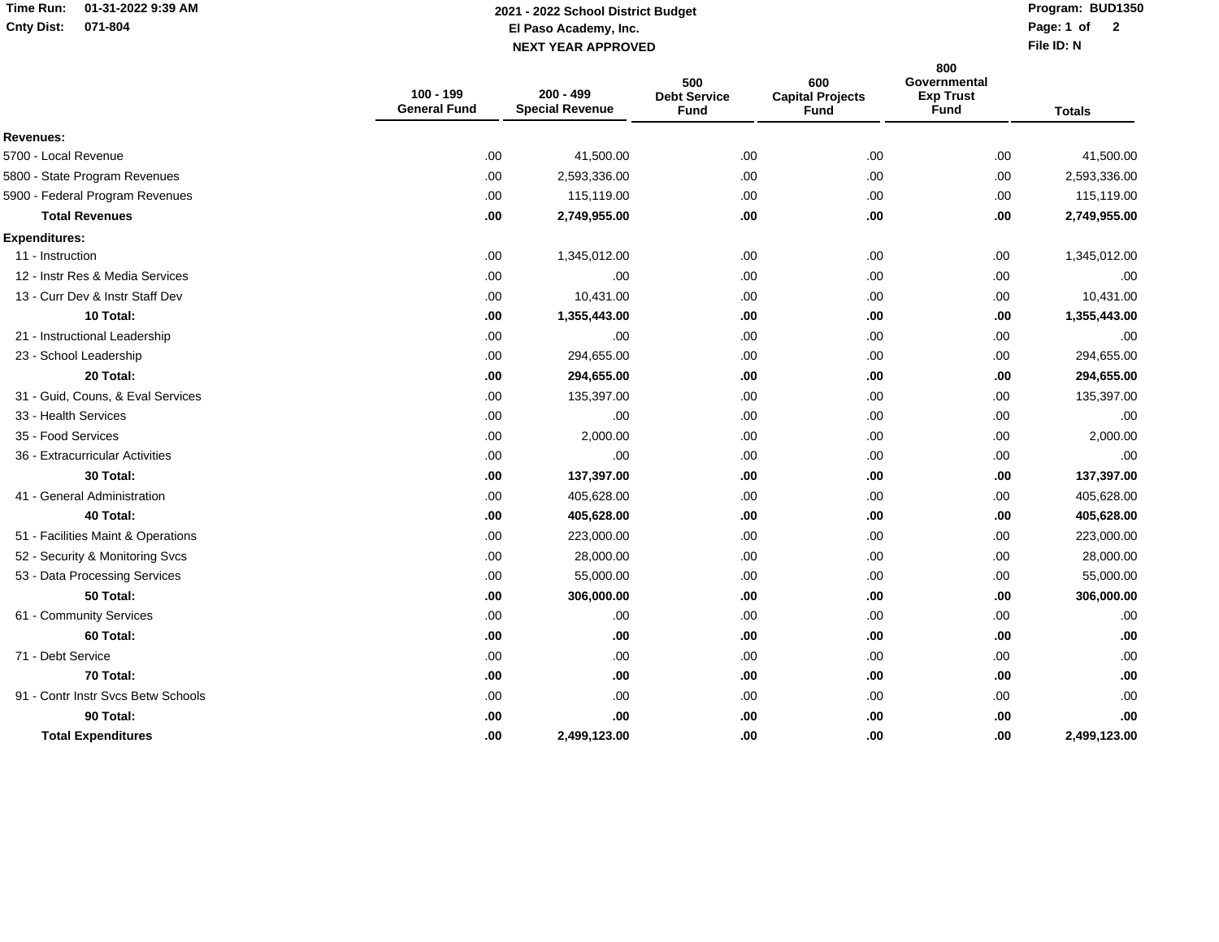# 2021 - 2022 School District Budget

## El Paso Academy, Inc.

### NEXT YEAR APPROVED

Time Run: 01-31-2022 9:39 AM
Cnty Dist: 071-804
Program: BUD1350
File ID: N

| | 100 - 199 General Fund | 200 - 499 Special Revenue | 500 Debt Service Fund | 600 Capital Projects Fund | 800 Governmental Exp Trust Fund | Totals |
|---|---|---|---|---|---|---|
| **Revenues:** | | | | | | |
| 5700 - Local Revenue | .00 | 41,500.00 | .00 | .00 | .00 | 41,500.00 |
| 5800 - State Program Revenues | .00 | 2,593,336.00 | .00 | .00 | .00 | 2,593,336.00 |
| 5900 - Federal Program Revenues | .00 | 115,119.00 | .00 | .00 | .00 | 115,119.00 |
| **Total Revenues** | **.00** | **2,749,955.00** | **.00** | **.00** | **.00** | **2,749,955.00** |
| **Expenditures:** | | | | | | |
| 11 - Instruction | .00 | 1,345,012.00 | .00 | .00 | .00 | 1,345,012.00 |
| 12 - Instr Res & Media Services | .00 | .00 | .00 | .00 | .00 | .00 |
| 13 - Curr Dev & Instr Staff Dev | .00 | 10,431.00 | .00 | .00 | .00 | 10,431.00 |
| **10 Total:** | **.00** | **1,355,443.00** | **.00** | **.00** | **.00** | **1,355,443.00** |
| 21 - Instructional Leadership | .00 | .00 | .00 | .00 | .00 | .00 |
| 23 - School Leadership | .00 | 294,655.00 | .00 | .00 | .00 | 294,655.00 |
| **20 Total:** | **.00** | **294,655.00** | **.00** | **.00** | **.00** | **294,655.00** |
| 31 - Guid, Couns, & Eval Services | .00 | 135,397.00 | .00 | .00 | .00 | 135,397.00 |
| 33 - Health Services | .00 | .00 | .00 | .00 | .00 | .00 |
| 35 - Food Services | .00 | 2,000.00 | .00 | .00 | .00 | 2,000.00 |
| 36 - Extracurricular Activities | .00 | .00 | .00 | .00 | .00 | .00 |
| **30 Total:** | **.00** | **137,397.00** | **.00** | **.00** | **.00** | **137,397.00** |
| 41 - General Administration | .00 | 405,628.00 | .00 | .00 | .00 | 405,628.00 |
| **40 Total:** | **.00** | **405,628.00** | **.00** | **.00** | **.00** | **405,628.00** |
| 51 - Facilities Maint & Operations | .00 | 223,000.00 | .00 | .00 | .00 | 223,000.00 |
| 52 - Security & Monitoring Svcs | .00 | 28,000.00 | .00 | .00 | .00 | 28,000.00 |
| 53 - Data Processing Services | .00 | 55,000.00 | .00 | .00 | .00 | 55,000.00 |
| **50 Total:** | **.00** | **306,000.00** | **.00** | **.00** | **.00** | **306,000.00** |
| 61 - Community Services | .00 | .00 | .00 | .00 | .00 | .00 |
| **60 Total:** | **.00** | **.00** | **.00** | **.00** | **.00** | **.00** |
| 71 - Debt Service | .00 | .00 | .00 | .00 | .00 | .00 |
| **70 Total:** | **.00** | **.00** | **.00** | **.00** | **.00** | **.00** |
| 91 - Contr Instr Svcs Betw Schools | .00 | .00 | .00 | .00 | .00 | .00 |
| **90 Total:** | **.00** | **.00** | **.00** | **.00** | **.00** | **.00** |
| **Total Expenditures** | **.00** | **2,499,123.00** | **.00** | **.00** | **.00** | **2,499,123.00** |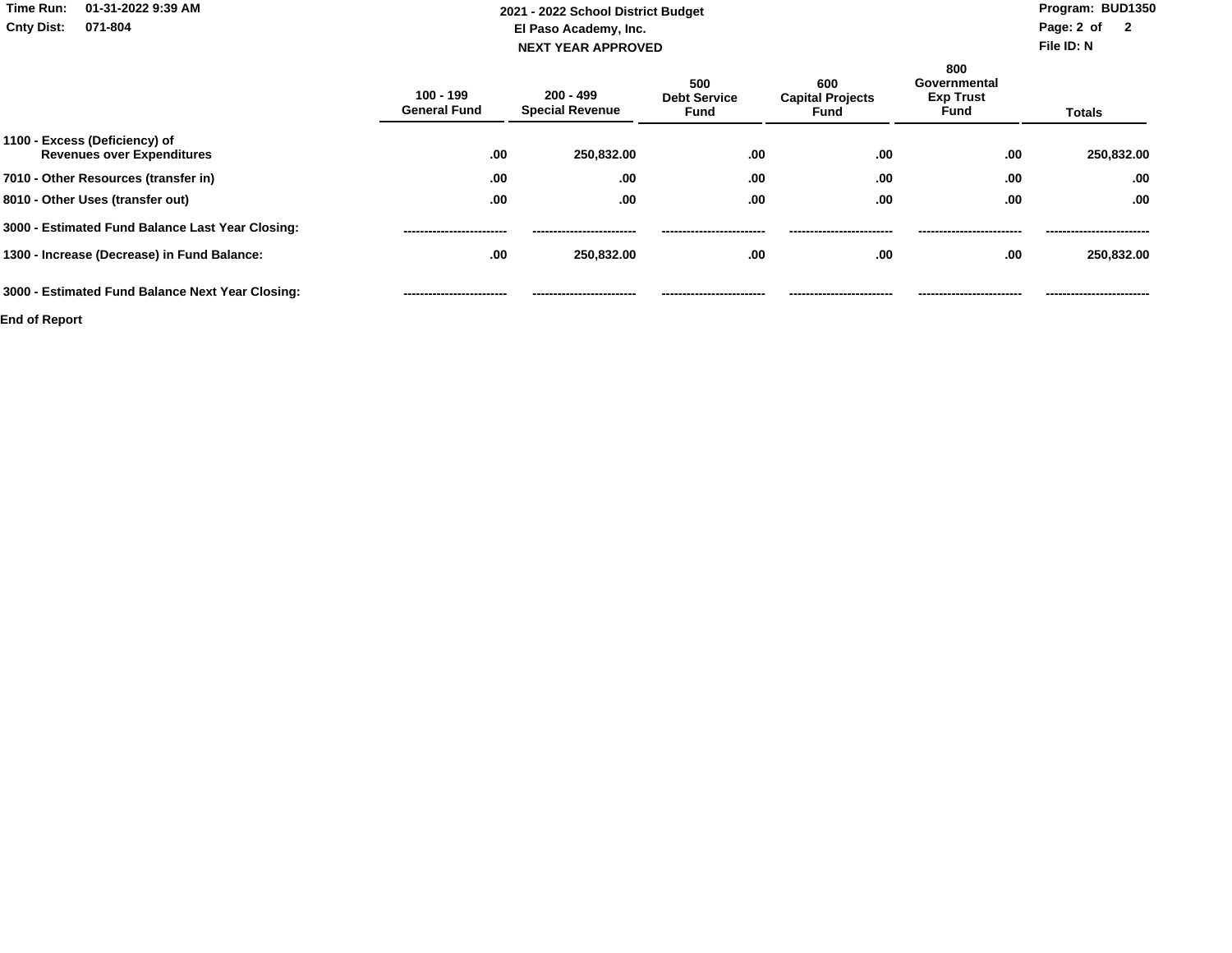**2021 - 2022 School District Budget**
**El Paso Academy, Inc.**
**NEXT YEAR APPROVED**

Time Run: 01-31-2022 9:39 AM
Cnty Dist: 071-804

Program: BUD1350
File ID: N

| | 100 - 199 General Fund | 200 - 499 Special Revenue | 500 Debt Service Fund | 600 Capital Projects Fund | 800 Governmental Exp Trust Fund | Totals |
|---|---|---|---|---|---|---|
| **1100 - Excess (Deficiency) of Revenues over Expenditures** | .00 | 250,832.00 | .00 | .00 | .00 | 250,832.00 |
| **7010 - Other Resources (transfer in)** | .00 | .00 | .00 | .00 | .00 | .00 |
| **8010 - Other Uses (transfer out)** | .00 | .00 | .00 | .00 | .00 | .00 |
| **3000 - Estimated Fund Balance Last Year Closing:** | ------------------------- | ------------------------- | ------------------------- | ------------------------- | ------------------------- | ------------------------- |
| **1300 - Increase (Decrease) in Fund Balance:** | .00 | 250,832.00 | .00 | .00 | .00 | 250,832.00 |
| **3000 - Estimated Fund Balance Next Year Closing:** | ------------------------- | ------------------------- | ------------------------- | ------------------------- | ------------------------- | ------------------------- |

**End of Report**